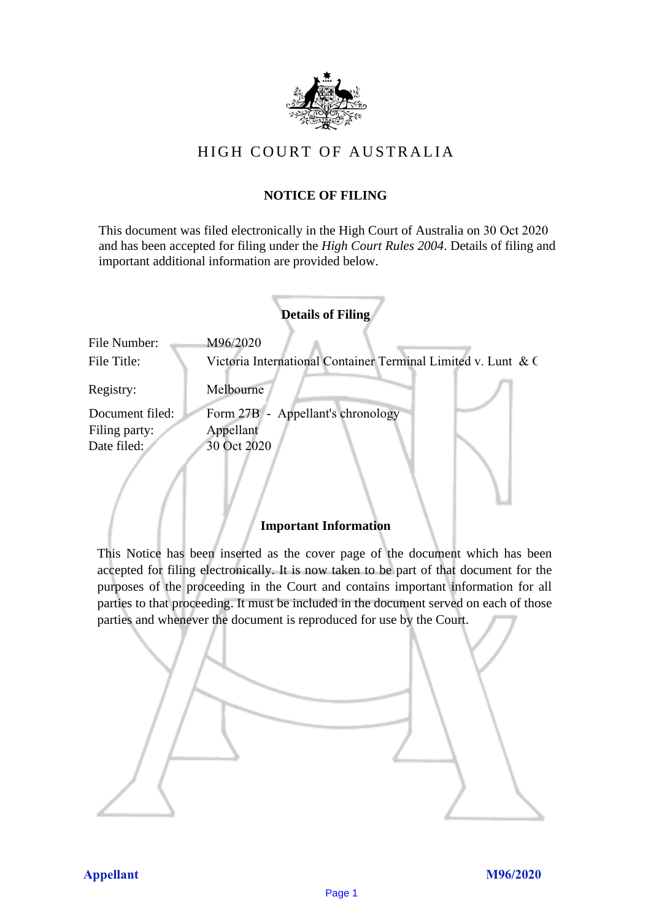# HIGH COURT OF AUSTRALIA

## NOTICE OF FILING

This document was filed electronically in the High Court of Australia on 30 Oct 2020 and has been accepted for filing under the *High Court Rules 2004*. Details of filing and important additional information are provided below.

### Details of Filing

| | |
|---|---|
| File Number: | M96/2020 |
| File Title: | Victoria International Container Terminal Limited v. Lunt & ( |
| Registry: | Melbourne |
| Document filed: | Form 27B - Appellant's chronology |
| Filing party: | Appellant |
| Date filed: | 30 Oct 2020 |

### Important Information

This Notice has been inserted as the cover page of the document which has been accepted for filing electronically. It is now taken to be part of that document for the purposes of the proceeding in the Court and contains important information for all parties to that proceeding. It must be included in the document served on each of those parties and whenever the document is reproduced for use by the Court.

**Appellant** **M96/2020**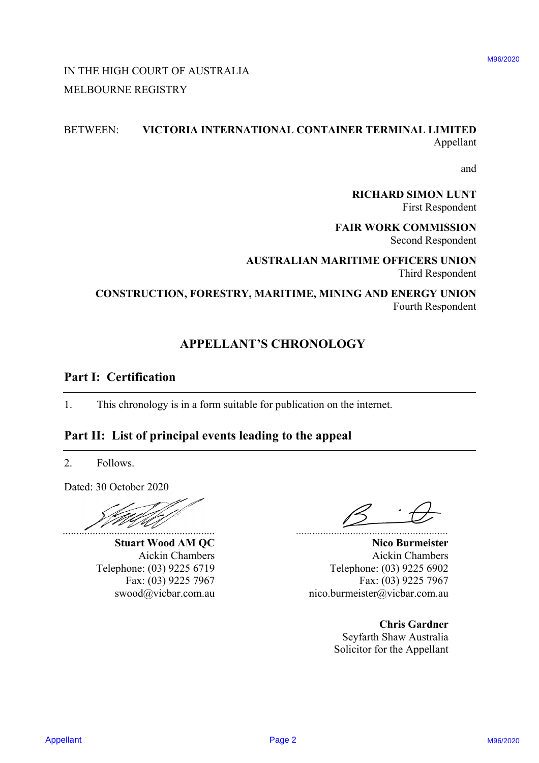IN THE HIGH COURT OF AUSTRALIA
MELBOURNE REGISTRY

BETWEEN: **VICTORIA INTERNATIONAL CONTAINER TERMINAL LIMITED**
Appellant

and

**RICHARD SIMON LUNT**
First Respondent

**FAIR WORK COMMISSION**
Second Respondent

**AUSTRALIAN MARITIME OFFICERS UNION**
Third Respondent

**CONSTRUCTION, FORESTRY, MARITIME, MINING AND ENERGY UNION**
Fourth Respondent

# APPELLANT'S CHRONOLOGY

## Part I: Certification

1. This chronology is in a form suitable for publication on the internet.

## Part II: List of principal events leading to the appeal

2. Follows.

Dated: 30 October 2020

**Stuart Wood AM QC**
Aickin Chambers
Telephone: (03) 9225 6719
Fax: (03) 9225 7967
swood@vicbar.com.au

**Nico Burmeister**
Aickin Chambers
Telephone: (03) 9225 6902
Fax: (03) 9225 7967
nico.burmeister@vicbar.com.au

**Chris Gardner**
Seyfarth Shaw Australia
Solicitor for the Appellant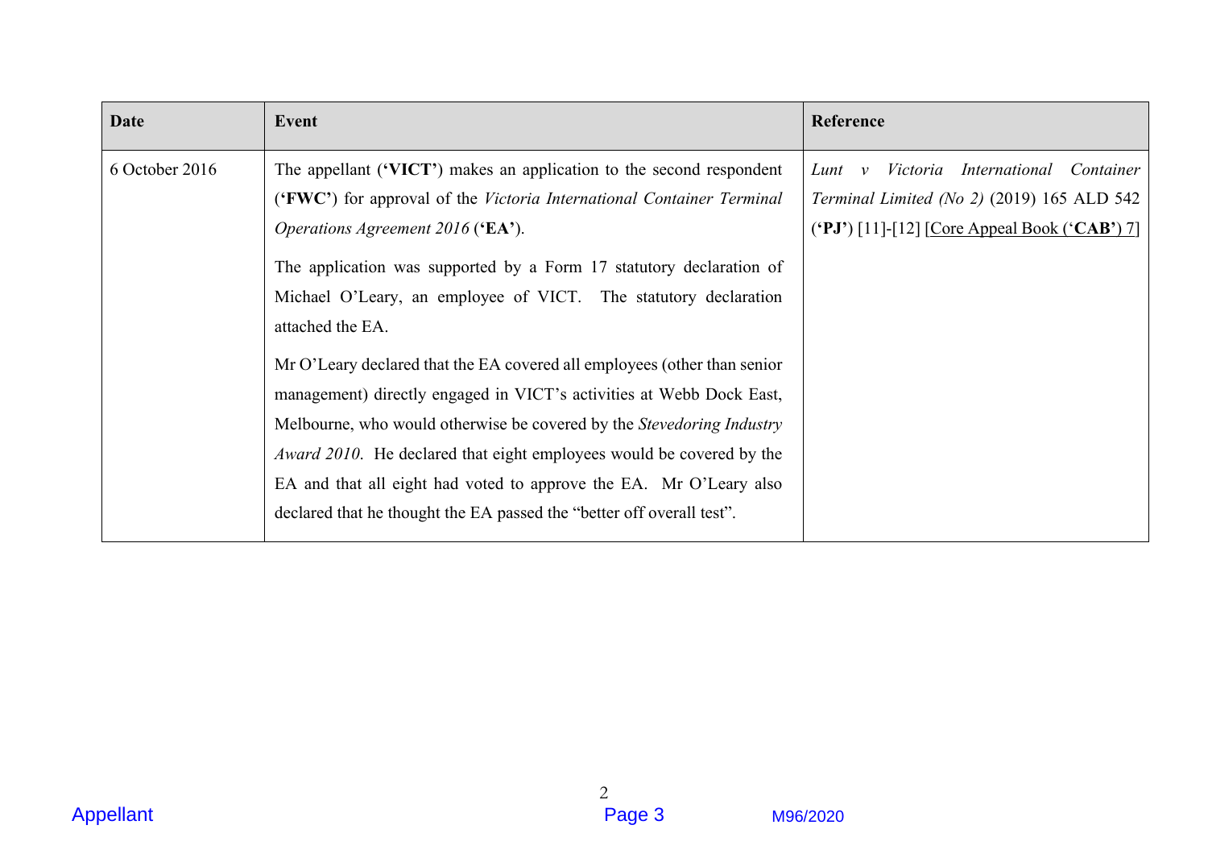| Date | Event | Reference |
|---|---|---|
| 6 October 2016 | The appellant (**'VICT'**) makes an application to the second respondent (**'FWC'**) for approval of the *Victoria International Container Terminal Operations Agreement 2016* (**'EA'**).<br><br>The application was supported by a Form 17 statutory declaration of Michael O'Leary, an employee of VICT. The statutory declaration attached the EA.<br><br>Mr O'Leary declared that the EA covered all employees (other than senior management) directly engaged in VICT's activities at Webb Dock East, Melbourne, who would otherwise be covered by the *Stevedoring Industry Award 2010*. He declared that eight employees would be covered by the EA and that all eight had voted to approve the EA. Mr O'Leary also declared that he thought the EA passed the "better off overall test". | *Lunt v Victoria International Container Terminal Limited (No 2)* (2019) 165 ALD 542 (**'PJ'**) [11]-[12] [Core Appeal Book ('**CAB**') 7] |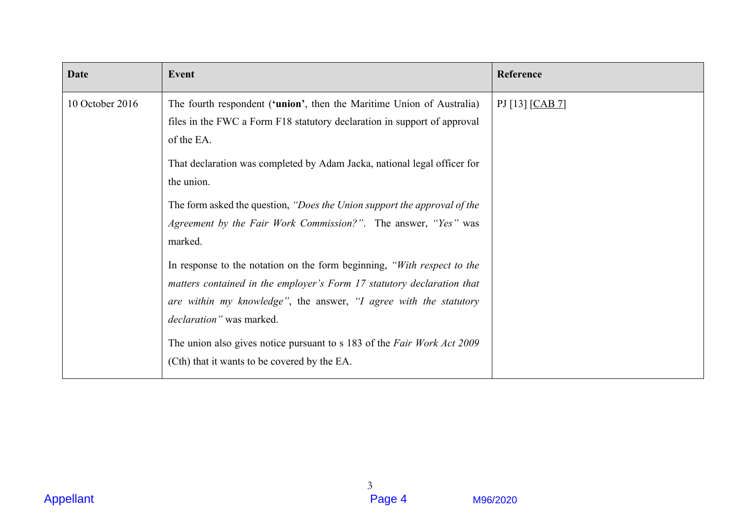| Date | Event | Reference |
| --- | --- | --- |
| 10 October 2016 | The fourth respondent (**'union'**, then the Maritime Union of Australia) files in the FWC a Form F18 statutory declaration in support of approval of the EA.<br><br>That declaration was completed by Adam Jacka, national legal officer for the union.<br><br>The form asked the question, *"Does the Union support the approval of the Agreement by the Fair Work Commission?"*. The answer, *"Yes"* was marked.<br><br>In response to the notation on the form beginning, *"With respect to the matters contained in the employer's Form 17 statutory declaration that are within my knowledge"*, the answer, *"I agree with the statutory declaration"* was marked.<br><br>The union also gives notice pursuant to s 183 of the *Fair Work Act 2009* (Cth) that it wants to be covered by the EA. | PJ [13] [CAB 7] |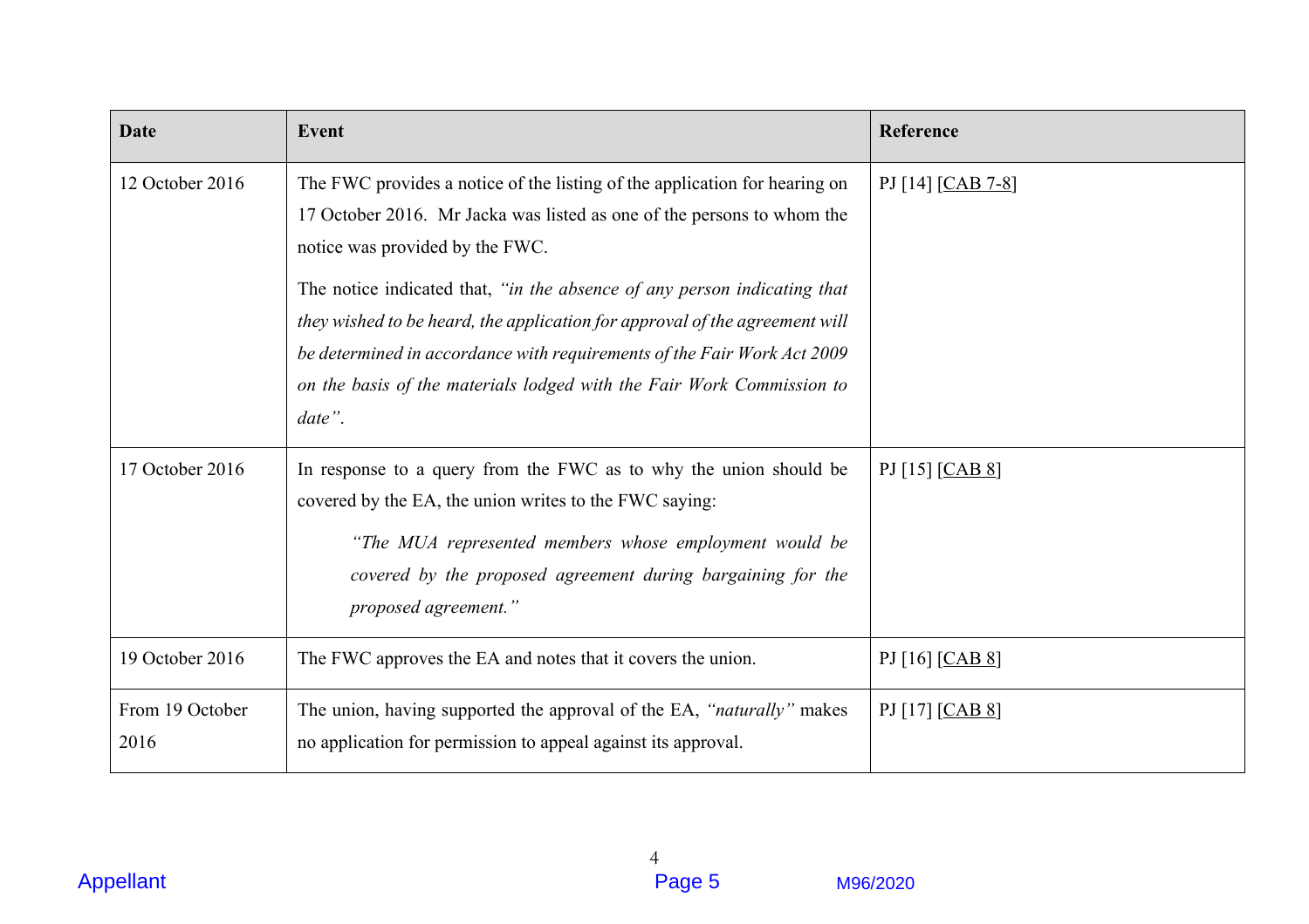| Date | Event | Reference |
| --- | --- | --- |
| 12 October 2016 | The FWC provides a notice of the listing of the application for hearing on 17 October 2016. Mr Jacka was listed as one of the persons to whom the notice was provided by the FWC. The notice indicated that, *"in the absence of any person indicating that they wished to be heard, the application for approval of the agreement will be determined in accordance with requirements of the Fair Work Act 2009 on the basis of the materials lodged with the Fair Work Commission to date"*. | PJ [14] [CAB 7-8] |
| 17 October 2016 | In response to a query from the FWC as to why the union should be covered by the EA, the union writes to the FWC saying: *"The MUA represented members whose employment would be covered by the proposed agreement during bargaining for the proposed agreement."* | PJ [15] [CAB 8] |
| 19 October 2016 | The FWC approves the EA and notes that it covers the union. | PJ [16] [CAB 8] |
| From 19 October 2016 | The union, having supported the approval of the EA, *"naturally"* makes no application for permission to appeal against its approval. | PJ [17] [CAB 8] |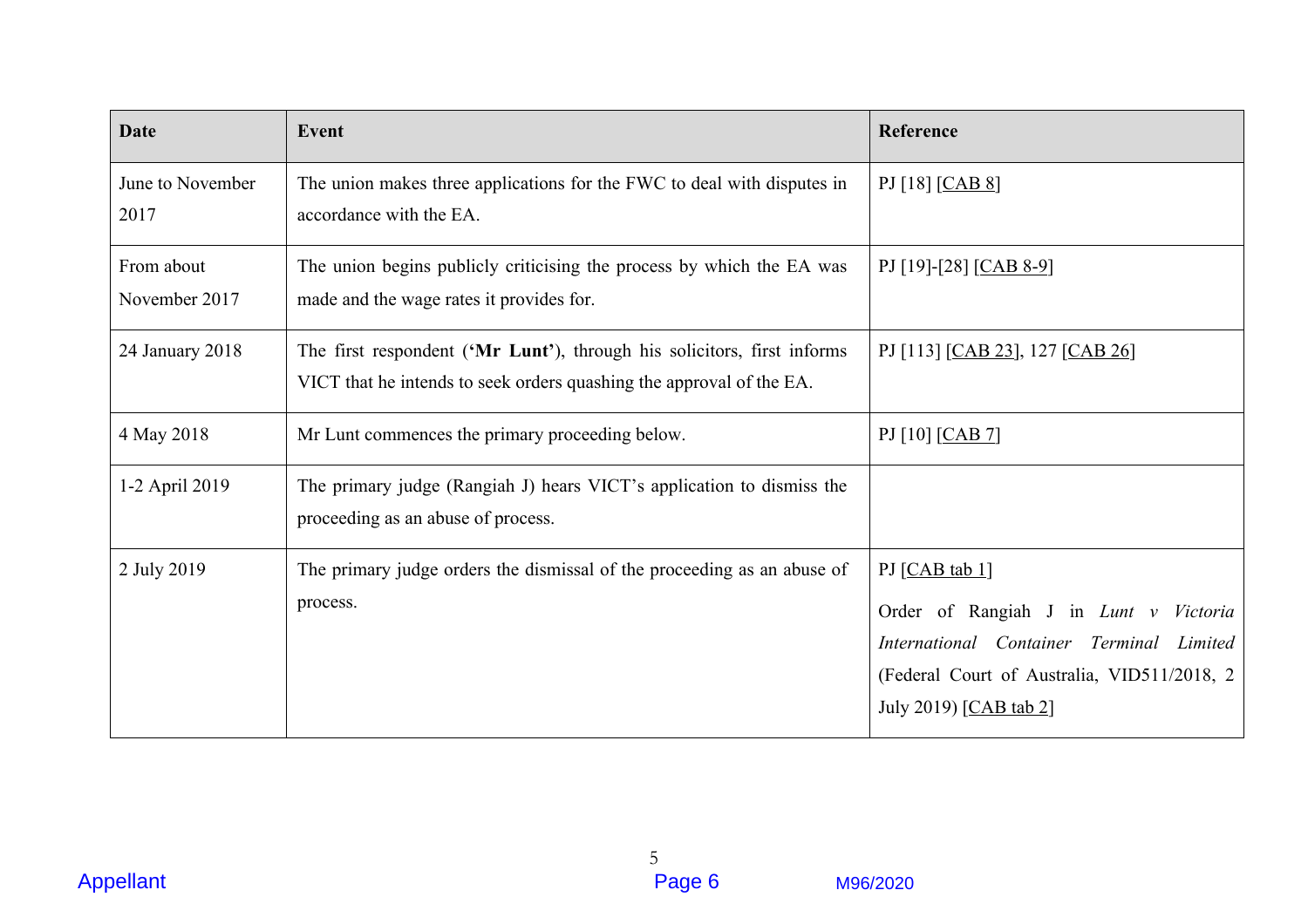| Date | Event | Reference |
| --- | --- | --- |
| June to November 2017 | The union makes three applications for the FWC to deal with disputes in accordance with the EA. | PJ [18] [CAB 8] |
| From about November 2017 | The union begins publicly criticising the process by which the EA was made and the wage rates it provides for. | PJ [19]-[28] [CAB 8-9] |
| 24 January 2018 | The first respondent (**'Mr Lunt'**), through his solicitors, first informs VICT that he intends to seek orders quashing the approval of the EA. | PJ [113] [CAB 23], 127 [CAB 26] |
| 4 May 2018 | Mr Lunt commences the primary proceeding below. | PJ [10] [CAB 7] |
| 1-2 April 2019 | The primary judge (Rangiah J) hears VICT's application to dismiss the proceeding as an abuse of process. | |
| 2 July 2019 | The primary judge orders the dismissal of the proceeding as an abuse of process. | PJ [CAB tab 1]<br><br>Order of Rangiah J in *Lunt v Victoria International Container Terminal Limited* (Federal Court of Australia, VID511/2018, 2 July 2019) [CAB tab 2] |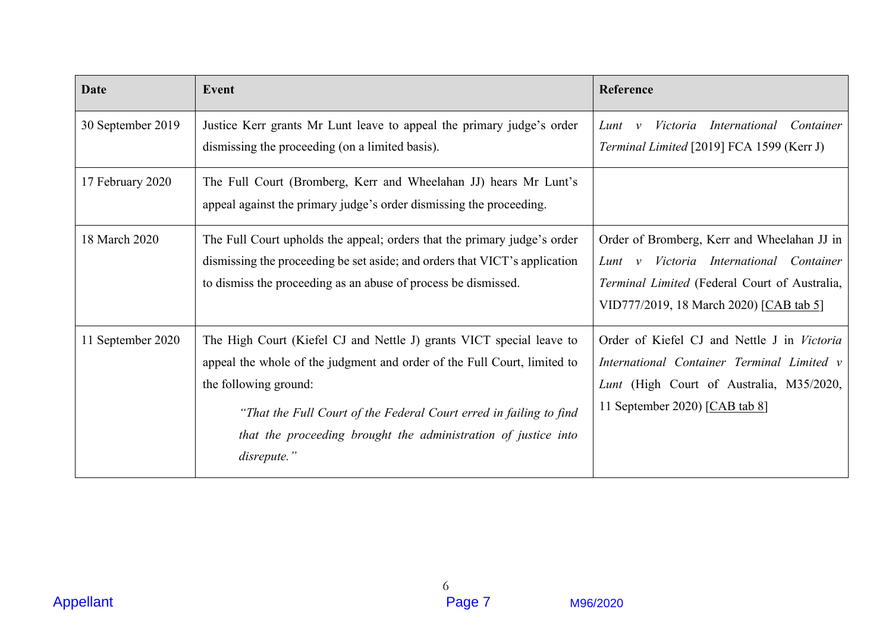| Date | Event | Reference |
|---|---|---|
| 30 September 2019 | Justice Kerr grants Mr Lunt leave to appeal the primary judge's order dismissing the proceeding (on a limited basis). | *Lunt v Victoria International Container Terminal Limited* [2019] FCA 1599 (Kerr J) |
| 17 February 2020 | The Full Court (Bromberg, Kerr and Wheelahan JJ) hears Mr Lunt's appeal against the primary judge's order dismissing the proceeding. | |
| 18 March 2020 | The Full Court upholds the appeal; orders that the primary judge's order dismissing the proceeding be set aside; and orders that VICT's application to dismiss the proceeding as an abuse of process be dismissed. | Order of Bromberg, Kerr and Wheelahan JJ in *Lunt v Victoria International Container Terminal Limited* (Federal Court of Australia, VID777/2019, 18 March 2020) [CAB tab 5] |
| 11 September 2020 | The High Court (Kiefel CJ and Nettle J) grants VICT special leave to appeal the whole of the judgment and order of the Full Court, limited to the following ground: *"That the Full Court of the Federal Court erred in failing to find that the proceeding brought the administration of justice into disrepute."* | Order of Kiefel CJ and Nettle J in *Victoria International Container Terminal Limited v Lunt* (High Court of Australia, M35/2020, 11 September 2020) [CAB tab 8] |